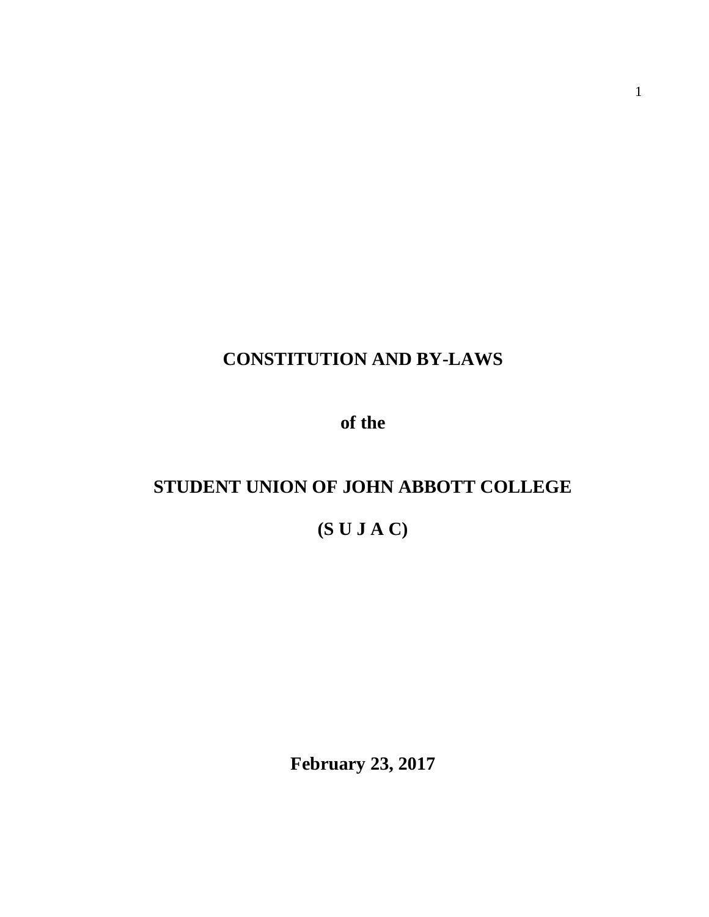# CONSTITUTION AND BY-LAWS

**of the**

# STUDENT UNION OF JOHN ABBOTT COLLEGE

**(S U J A C)**

**February 23, 2017**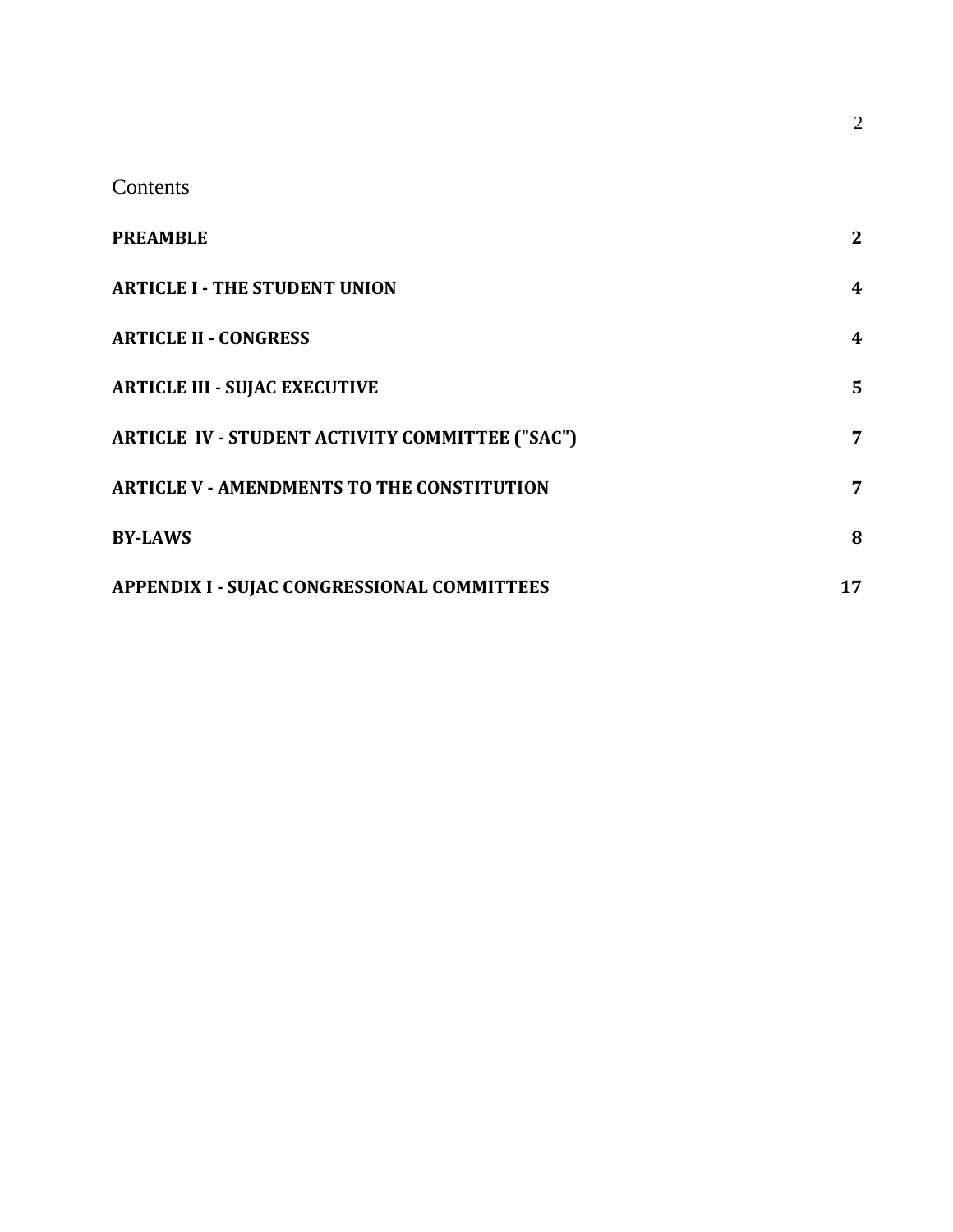Contents

| | |
|---|---|
| **PREAMBLE** | **2** |
| **ARTICLE I - THE STUDENT UNION** | **4** |
| **ARTICLE II - CONGRESS** | **4** |
| **ARTICLE III - SUJAC EXECUTIVE** | **5** |
| **ARTICLE IV - STUDENT ACTIVITY COMMITTEE ("SAC")** | **7** |
| **ARTICLE V - AMENDMENTS TO THE CONSTITUTION** | **7** |
| **BY-LAWS** | **8** |
| **APPENDIX I - SUJAC CONGRESSIONAL COMMITTEES** | **17** |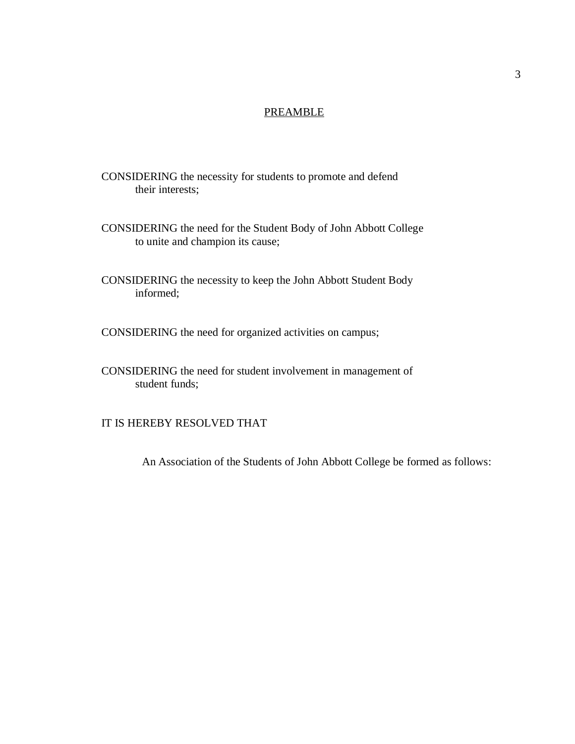## PREAMBLE

CONSIDERING the necessity for students to promote and defend their interests;

CONSIDERING the need for the Student Body of John Abbott College to unite and champion its cause;

CONSIDERING the necessity to keep the John Abbott Student Body informed;

CONSIDERING the need for organized activities on campus;

CONSIDERING the need for student involvement in management of student funds;

IT IS HEREBY RESOLVED THAT

An Association of the Students of John Abbott College be formed as follows: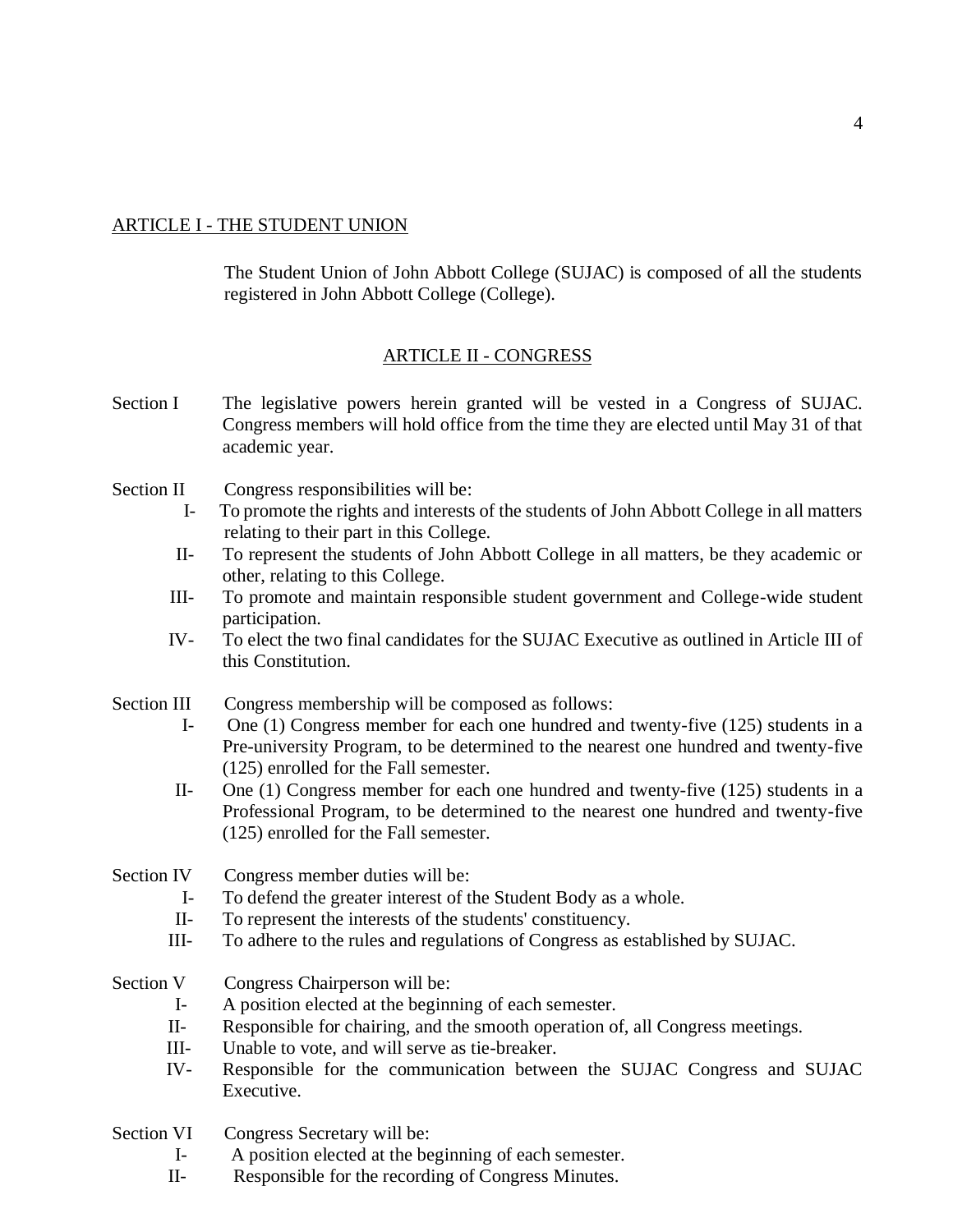## ARTICLE I - THE STUDENT UNION

The Student Union of John Abbott College (SUJAC) is composed of all the students registered in John Abbott College (College).

## ARTICLE II - CONGRESS

**Section I** The legislative powers herein granted will be vested in a Congress of SUJAC. Congress members will hold office from the time they are elected until May 31 of that academic year.

**Section II** Congress responsibilities will be:

- I- To promote the rights and interests of the students of John Abbott College in all matters relating to their part in this College.
- II- To represent the students of John Abbott College in all matters, be they academic or other, relating to this College.
- III- To promote and maintain responsible student government and College-wide student participation.
- IV- To elect the two final candidates for the SUJAC Executive as outlined in Article III of this Constitution.

**Section III** Congress membership will be composed as follows:

- I- One (1) Congress member for each one hundred and twenty-five (125) students in a Pre-university Program, to be determined to the nearest one hundred and twenty-five (125) enrolled for the Fall semester.
- II- One (1) Congress member for each one hundred and twenty-five (125) students in a Professional Program, to be determined to the nearest one hundred and twenty-five (125) enrolled for the Fall semester.

**Section IV** Congress member duties will be:

- I- To defend the greater interest of the Student Body as a whole.
- II- To represent the interests of the students' constituency.
- III- To adhere to the rules and regulations of Congress as established by SUJAC.

**Section V** Congress Chairperson will be:

- I- A position elected at the beginning of each semester.
- II- Responsible for chairing, and the smooth operation of, all Congress meetings.
- III- Unable to vote, and will serve as tie-breaker.
- IV- Responsible for the communication between the SUJAC Congress and SUJAC Executive.

**Section VI** Congress Secretary will be:

- I- A position elected at the beginning of each semester.
- II- Responsible for the recording of Congress Minutes.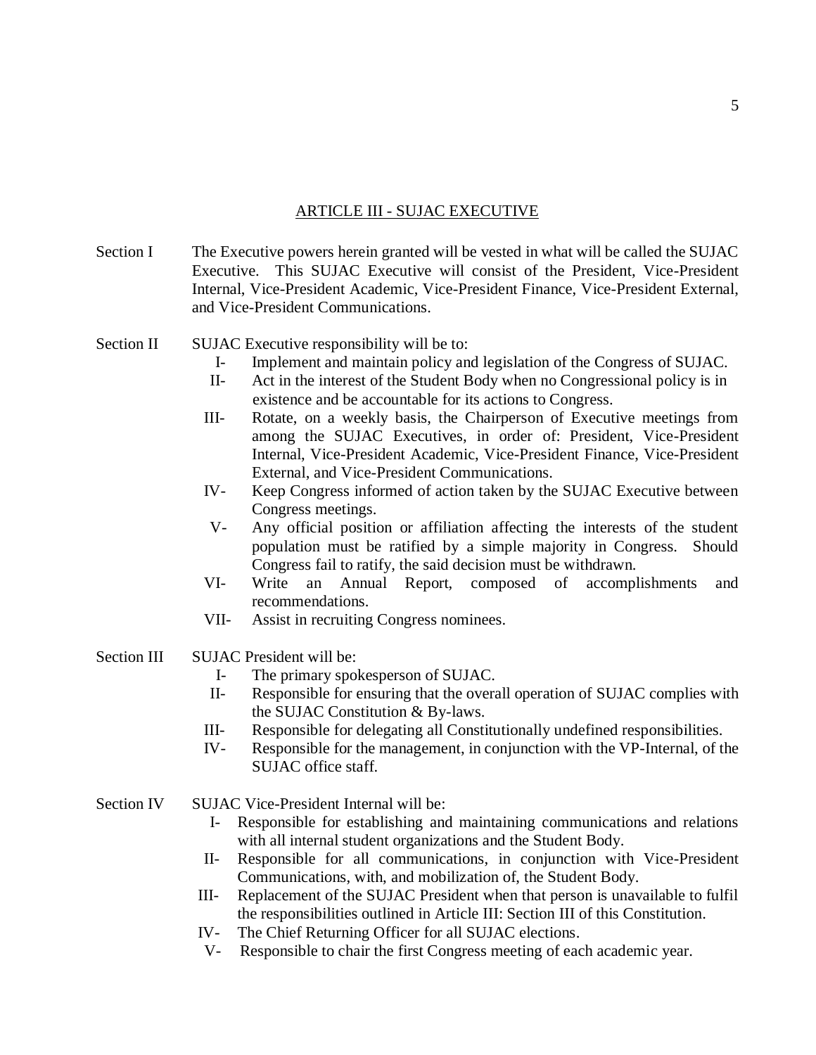## ARTICLE III - SUJAC EXECUTIVE

**Section I** The Executive powers herein granted will be vested in what will be called the SUJAC Executive. This SUJAC Executive will consist of the President, Vice-President Internal, Vice-President Academic, Vice-President Finance, Vice-President External, and Vice-President Communications.

**Section II** SUJAC Executive responsibility will be to:

- I- Implement and maintain policy and legislation of the Congress of SUJAC.
- II- Act in the interest of the Student Body when no Congressional policy is in existence and be accountable for its actions to Congress.
- III- Rotate, on a weekly basis, the Chairperson of Executive meetings from among the SUJAC Executives, in order of: President, Vice-President Internal, Vice-President Academic, Vice-President Finance, Vice-President External, and Vice-President Communications.
- IV- Keep Congress informed of action taken by the SUJAC Executive between Congress meetings.
- V- Any official position or affiliation affecting the interests of the student population must be ratified by a simple majority in Congress. Should Congress fail to ratify, the said decision must be withdrawn.
- VI- Write an Annual Report, composed of accomplishments and recommendations.
- VII- Assist in recruiting Congress nominees.

**Section III** SUJAC President will be:

- I- The primary spokesperson of SUJAC.
- II- Responsible for ensuring that the overall operation of SUJAC complies with the SUJAC Constitution & By-laws.
- III- Responsible for delegating all Constitutionally undefined responsibilities.
- IV- Responsible for the management, in conjunction with the VP-Internal, of the SUJAC office staff.

**Section IV** SUJAC Vice-President Internal will be:

- I- Responsible for establishing and maintaining communications and relations with all internal student organizations and the Student Body.
- II- Responsible for all communications, in conjunction with Vice-President Communications, with, and mobilization of, the Student Body.
- III- Replacement of the SUJAC President when that person is unavailable to fulfil the responsibilities outlined in Article III: Section III of this Constitution.
- IV- The Chief Returning Officer for all SUJAC elections.
- V- Responsible to chair the first Congress meeting of each academic year.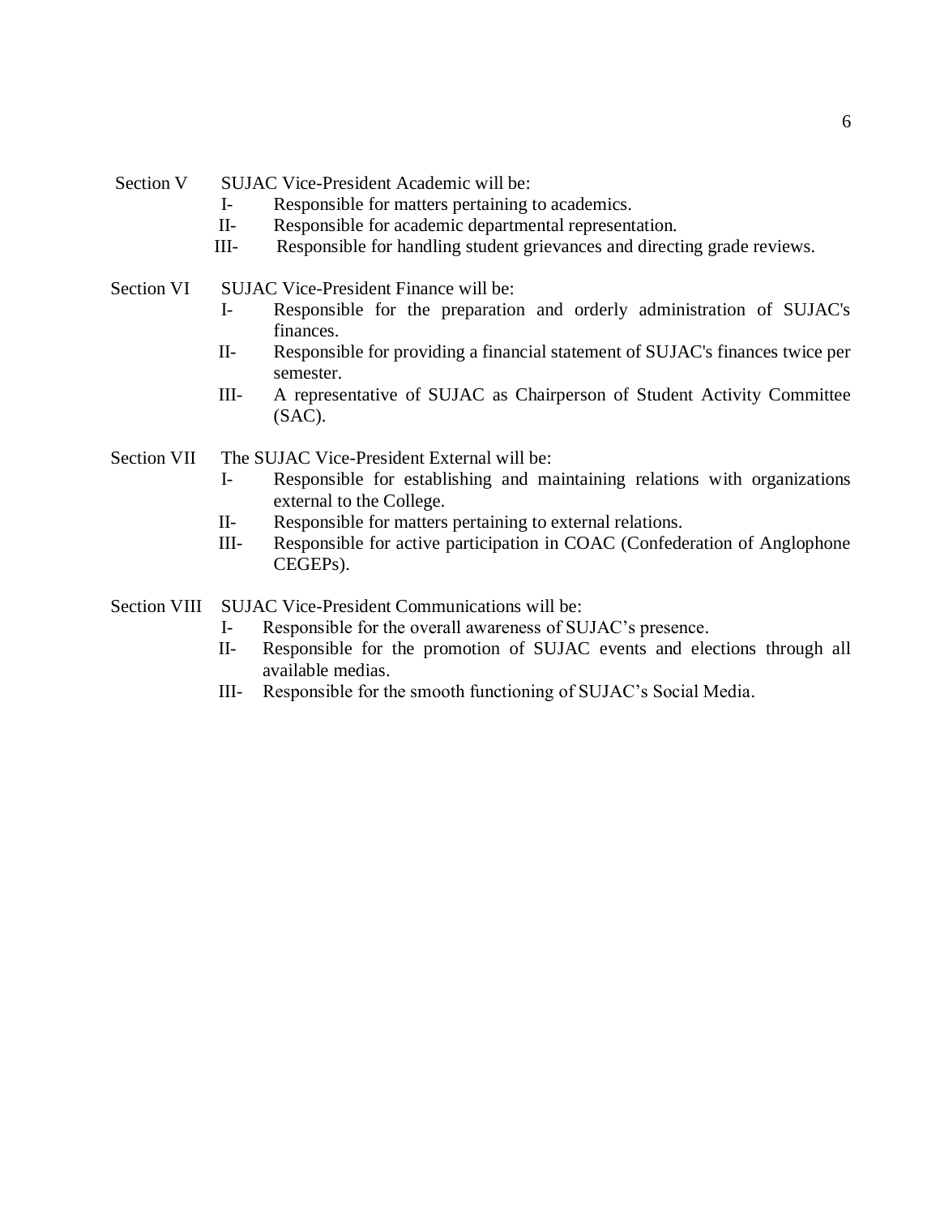Section V SUJAC Vice-President Academic will be:

- I- Responsible for matters pertaining to academics.
- II- Responsible for academic departmental representation.
- III- Responsible for handling student grievances and directing grade reviews.

Section VI SUJAC Vice-President Finance will be:

- I- Responsible for the preparation and orderly administration of SUJAC's finances.
- II- Responsible for providing a financial statement of SUJAC's finances twice per semester.
- III- A representative of SUJAC as Chairperson of Student Activity Committee (SAC).

Section VII The SUJAC Vice-President External will be:

- I- Responsible for establishing and maintaining relations with organizations external to the College.
- II- Responsible for matters pertaining to external relations.
- III- Responsible for active participation in COAC (Confederation of Anglophone CEGEPs).

Section VIII SUJAC Vice-President Communications will be:

- I- Responsible for the overall awareness of SUJAC's presence.
- II- Responsible for the promotion of SUJAC events and elections through all available medias.
- III- Responsible for the smooth functioning of SUJAC's Social Media.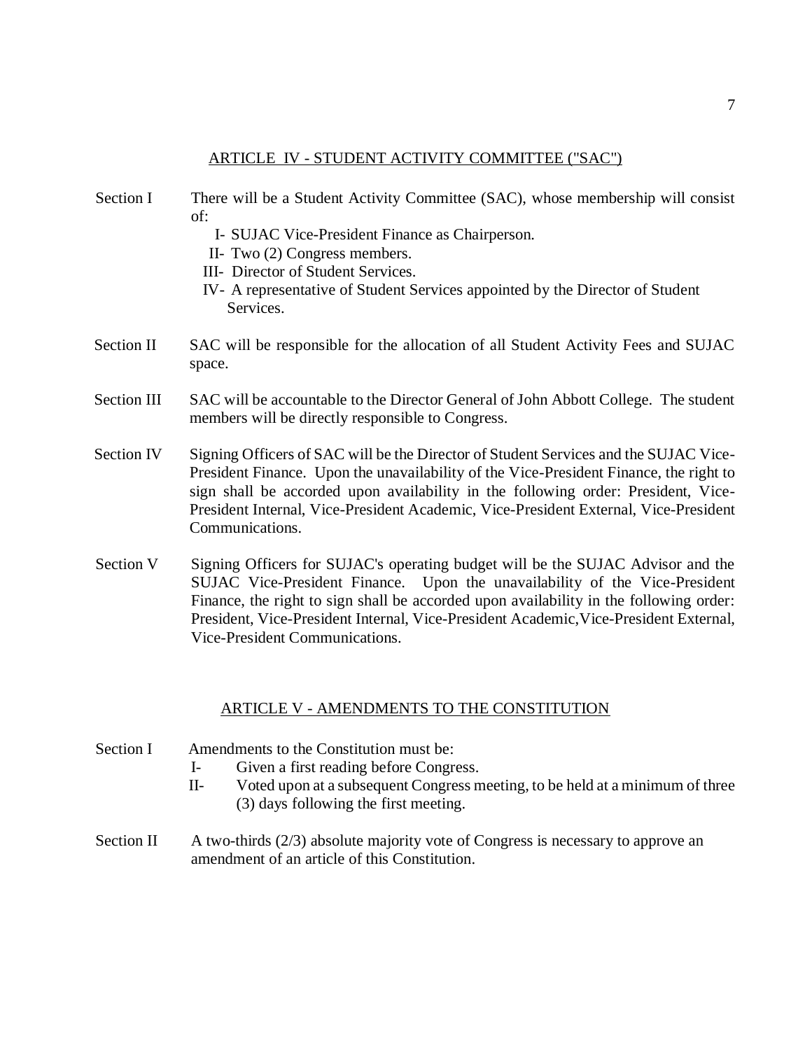## ARTICLE IV - STUDENT ACTIVITY COMMITTEE ("SAC")

Section I There will be a Student Activity Committee (SAC), whose membership will consist of:

- I- SUJAC Vice-President Finance as Chairperson.
- II- Two (2) Congress members.
- III- Director of Student Services.
- IV- A representative of Student Services appointed by the Director of Student Services.

Section II SAC will be responsible for the allocation of all Student Activity Fees and SUJAC space.

Section III SAC will be accountable to the Director General of John Abbott College. The student members will be directly responsible to Congress.

Section IV Signing Officers of SAC will be the Director of Student Services and the SUJAC Vice-President Finance. Upon the unavailability of the Vice-President Finance, the right to sign shall be accorded upon availability in the following order: President, Vice-President Internal, Vice-President Academic, Vice-President External, Vice-President Communications.

Section V Signing Officers for SUJAC's operating budget will be the SUJAC Advisor and the SUJAC Vice-President Finance. Upon the unavailability of the Vice-President Finance, the right to sign shall be accorded upon availability in the following order: President, Vice-President Internal, Vice-President Academic,Vice-President External, Vice-President Communications.

## ARTICLE V - AMENDMENTS TO THE CONSTITUTION

Section I Amendments to the Constitution must be:

- I- Given a first reading before Congress.
- II- Voted upon at a subsequent Congress meeting, to be held at a minimum of three (3) days following the first meeting.

Section II A two-thirds (2/3) absolute majority vote of Congress is necessary to approve an amendment of an article of this Constitution.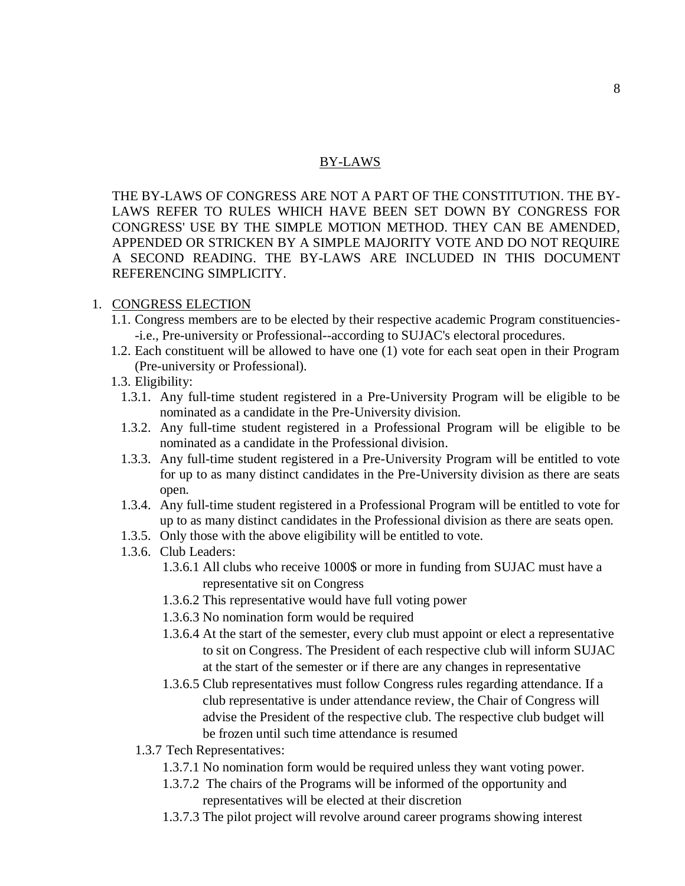# BY-LAWS

THE BY-LAWS OF CONGRESS ARE NOT A PART OF THE CONSTITUTION. THE BY-LAWS REFER TO RULES WHICH HAVE BEEN SET DOWN BY CONGRESS FOR CONGRESS' USE BY THE SIMPLE MOTION METHOD. THEY CAN BE AMENDED, APPENDED OR STRICKEN BY A SIMPLE MAJORITY VOTE AND DO NOT REQUIRE A SECOND READING. THE BY-LAWS ARE INCLUDED IN THIS DOCUMENT REFERENCING SIMPLICITY.

1. CONGRESS ELECTION
   - 1.1. Congress members are to be elected by their respective academic Program constituencies--i.e., Pre-university or Professional--according to SUJAC's electoral procedures.
   - 1.2. Each constituent will be allowed to have one (1) vote for each seat open in their Program (Pre-university or Professional).
   - 1.3. Eligibility:
     - 1.3.1. Any full-time student registered in a Pre-University Program will be eligible to be nominated as a candidate in the Pre-University division.
     - 1.3.2. Any full-time student registered in a Professional Program will be eligible to be nominated as a candidate in the Professional division.
     - 1.3.3. Any full-time student registered in a Pre-University Program will be entitled to vote for up to as many distinct candidates in the Pre-University division as there are seats open.
     - 1.3.4. Any full-time student registered in a Professional Program will be entitled to vote for up to as many distinct candidates in the Professional division as there are seats open.
     - 1.3.5. Only those with the above eligibility will be entitled to vote.
     - 1.3.6. Club Leaders:
       - 1.3.6.1 All clubs who receive 1000$ or more in funding from SUJAC must have a representative sit on Congress
       - 1.3.6.2 This representative would have full voting power
       - 1.3.6.3 No nomination form would be required
       - 1.3.6.4 At the start of the semester, every club must appoint or elect a representative to sit on Congress. The President of each respective club will inform SUJAC at the start of the semester or if there are any changes in representative
       - 1.3.6.5 Club representatives must follow Congress rules regarding attendance. If a club representative is under attendance review, the Chair of Congress will advise the President of the respective club. The respective club budget will be frozen until such time attendance is resumed
     - 1.3.7 Tech Representatives:
       - 1.3.7.1 No nomination form would be required unless they want voting power.
       - 1.3.7.2 The chairs of the Programs will be informed of the opportunity and representatives will be elected at their discretion
       - 1.3.7.3 The pilot project will revolve around career programs showing interest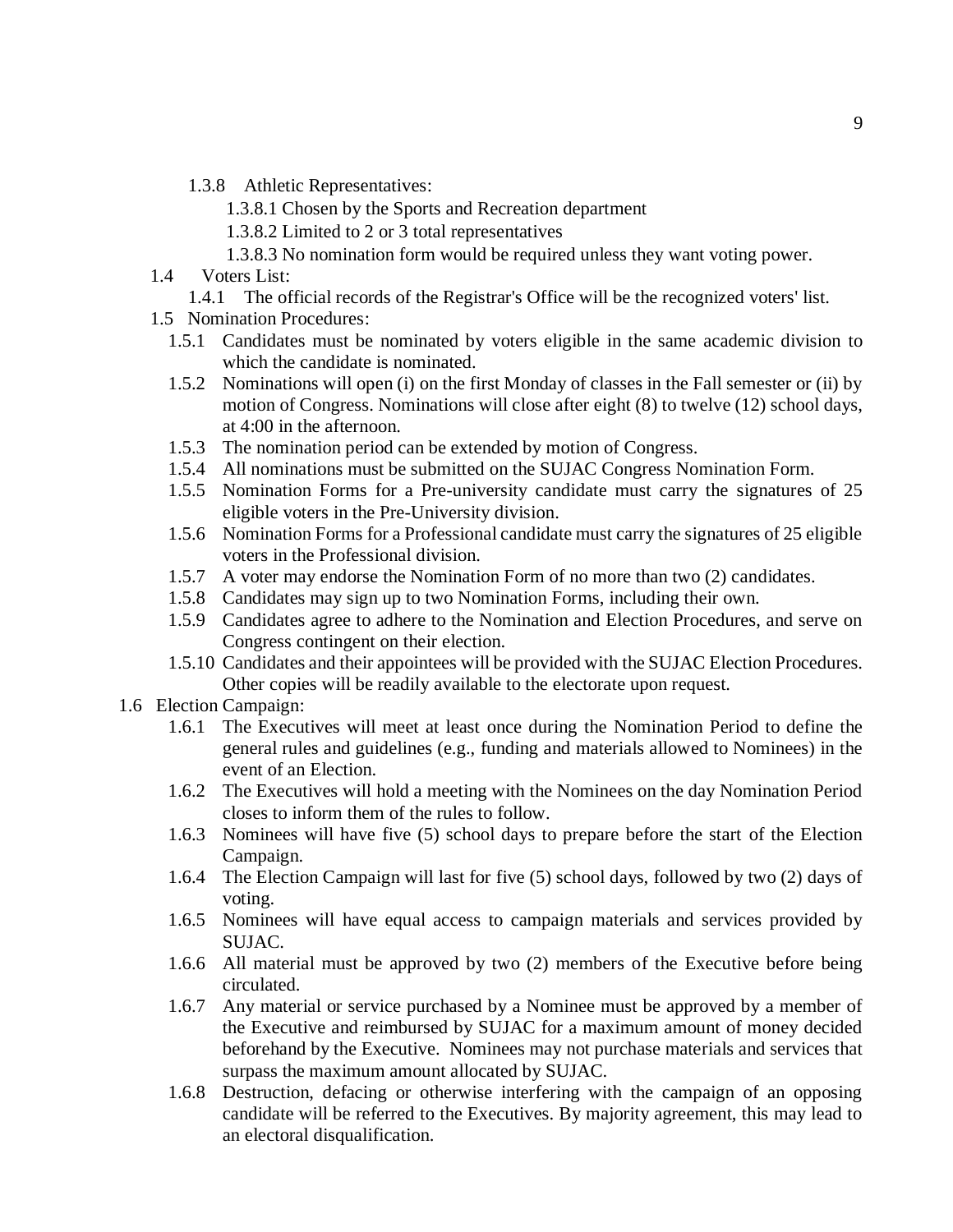- 1.3.8 Athletic Representatives:
  - 1.3.8.1 Chosen by the Sports and Recreation department
  - 1.3.8.2 Limited to 2 or 3 total representatives
  - 1.3.8.3 No nomination form would be required unless they want voting power.

1.4 Voters List:

- 1.4.1 The official records of the Registrar's Office will be the recognized voters' list.

1.5 Nomination Procedures:

- 1.5.1 Candidates must be nominated by voters eligible in the same academic division to which the candidate is nominated.
- 1.5.2 Nominations will open (i) on the first Monday of classes in the Fall semester or (ii) by motion of Congress. Nominations will close after eight (8) to twelve (12) school days, at 4:00 in the afternoon.
- 1.5.3 The nomination period can be extended by motion of Congress.
- 1.5.4 All nominations must be submitted on the SUJAC Congress Nomination Form.
- 1.5.5 Nomination Forms for a Pre-university candidate must carry the signatures of 25 eligible voters in the Pre-University division.
- 1.5.6 Nomination Forms for a Professional candidate must carry the signatures of 25 eligible voters in the Professional division.
- 1.5.7 A voter may endorse the Nomination Form of no more than two (2) candidates.
- 1.5.8 Candidates may sign up to two Nomination Forms, including their own.
- 1.5.9 Candidates agree to adhere to the Nomination and Election Procedures, and serve on Congress contingent on their election.
- 1.5.10 Candidates and their appointees will be provided with the SUJAC Election Procedures. Other copies will be readily available to the electorate upon request.

1.6 Election Campaign:

- 1.6.1 The Executives will meet at least once during the Nomination Period to define the general rules and guidelines (e.g., funding and materials allowed to Nominees) in the event of an Election.
- 1.6.2 The Executives will hold a meeting with the Nominees on the day Nomination Period closes to inform them of the rules to follow.
- 1.6.3 Nominees will have five (5) school days to prepare before the start of the Election Campaign.
- 1.6.4 The Election Campaign will last for five (5) school days, followed by two (2) days of voting.
- 1.6.5 Nominees will have equal access to campaign materials and services provided by SUJAC.
- 1.6.6 All material must be approved by two (2) members of the Executive before being circulated.
- 1.6.7 Any material or service purchased by a Nominee must be approved by a member of the Executive and reimbursed by SUJAC for a maximum amount of money decided beforehand by the Executive. Nominees may not purchase materials and services that surpass the maximum amount allocated by SUJAC.
- 1.6.8 Destruction, defacing or otherwise interfering with the campaign of an opposing candidate will be referred to the Executives. By majority agreement, this may lead to an electoral disqualification.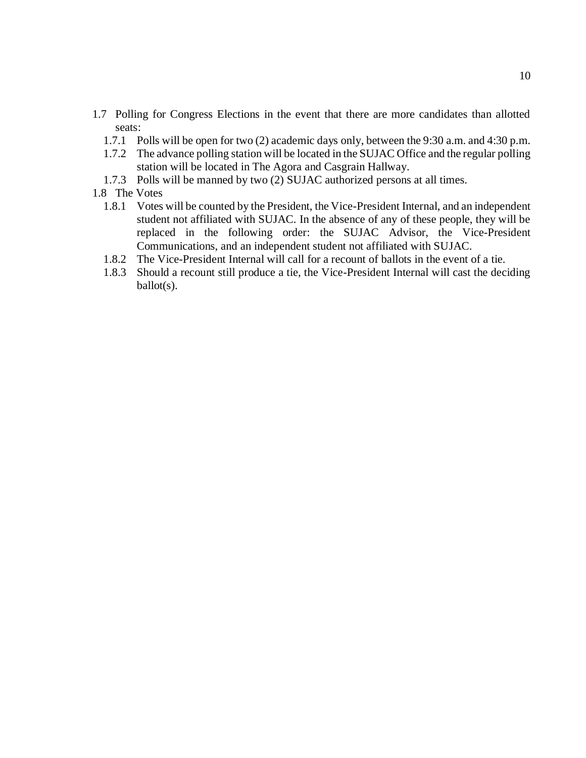- 1.7 Polling for Congress Elections in the event that there are more candidates than allotted seats:
  - 1.7.1 Polls will be open for two (2) academic days only, between the 9:30 a.m. and 4:30 p.m.
  - 1.7.2 The advance polling station will be located in the SUJAC Office and the regular polling station will be located in The Agora and Casgrain Hallway.
  - 1.7.3 Polls will be manned by two (2) SUJAC authorized persons at all times.
- 1.8 The Votes
  - 1.8.1 Votes will be counted by the President, the Vice-President Internal, and an independent student not affiliated with SUJAC. In the absence of any of these people, they will be replaced in the following order: the SUJAC Advisor, the Vice-President Communications, and an independent student not affiliated with SUJAC.
  - 1.8.2 The Vice-President Internal will call for a recount of ballots in the event of a tie.
  - 1.8.3 Should a recount still produce a tie, the Vice-President Internal will cast the deciding ballot(s).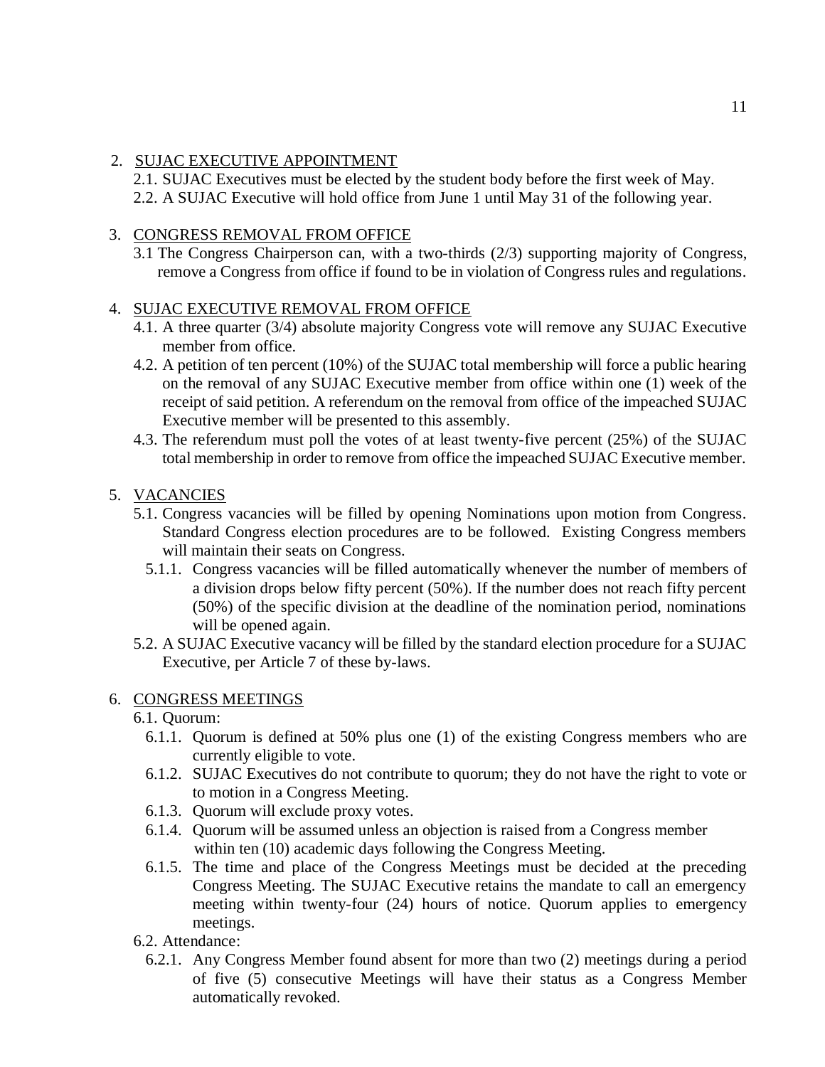2. <u>SUJAC EXECUTIVE APPOINTMENT</u>
   2.1. SUJAC Executives must be elected by the student body before the first week of May.
   2.2. A SUJAC Executive will hold office from June 1 until May 31 of the following year.

3. <u>CONGRESS REMOVAL FROM OFFICE</u>
   3.1 The Congress Chairperson can, with a two-thirds (2/3) supporting majority of Congress, remove a Congress from office if found to be in violation of Congress rules and regulations.

4. <u>SUJAC EXECUTIVE REMOVAL FROM OFFICE</u>
   4.1. A three quarter (3/4) absolute majority Congress vote will remove any SUJAC Executive member from office.
   4.2. A petition of ten percent (10%) of the SUJAC total membership will force a public hearing on the removal of any SUJAC Executive member from office within one (1) week of the receipt of said petition. A referendum on the removal from office of the impeached SUJAC Executive member will be presented to this assembly.
   4.3. The referendum must poll the votes of at least twenty-five percent (25%) of the SUJAC total membership in order to remove from office the impeached SUJAC Executive member.

5. <u>VACANCIES</u>
   5.1. Congress vacancies will be filled by opening Nominations upon motion from Congress. Standard Congress election procedures are to be followed. Existing Congress members will maintain their seats on Congress.
      5.1.1. Congress vacancies will be filled automatically whenever the number of members of a division drops below fifty percent (50%). If the number does not reach fifty percent (50%) of the specific division at the deadline of the nomination period, nominations will be opened again.
   5.2. A SUJAC Executive vacancy will be filled by the standard election procedure for a SUJAC Executive, per Article 7 of these by-laws.

6. <u>CONGRESS MEETINGS</u>
   6.1. Quorum:
      6.1.1. Quorum is defined at 50% plus one (1) of the existing Congress members who are currently eligible to vote.
      6.1.2. SUJAC Executives do not contribute to quorum; they do not have the right to vote or to motion in a Congress Meeting.
      6.1.3. Quorum will exclude proxy votes.
      6.1.4. Quorum will be assumed unless an objection is raised from a Congress member within ten (10) academic days following the Congress Meeting.
      6.1.5. The time and place of the Congress Meetings must be decided at the preceding Congress Meeting. The SUJAC Executive retains the mandate to call an emergency meeting within twenty-four (24) hours of notice. Quorum applies to emergency meetings.
   6.2. Attendance:
      6.2.1. Any Congress Member found absent for more than two (2) meetings during a period of five (5) consecutive Meetings will have their status as a Congress Member automatically revoked.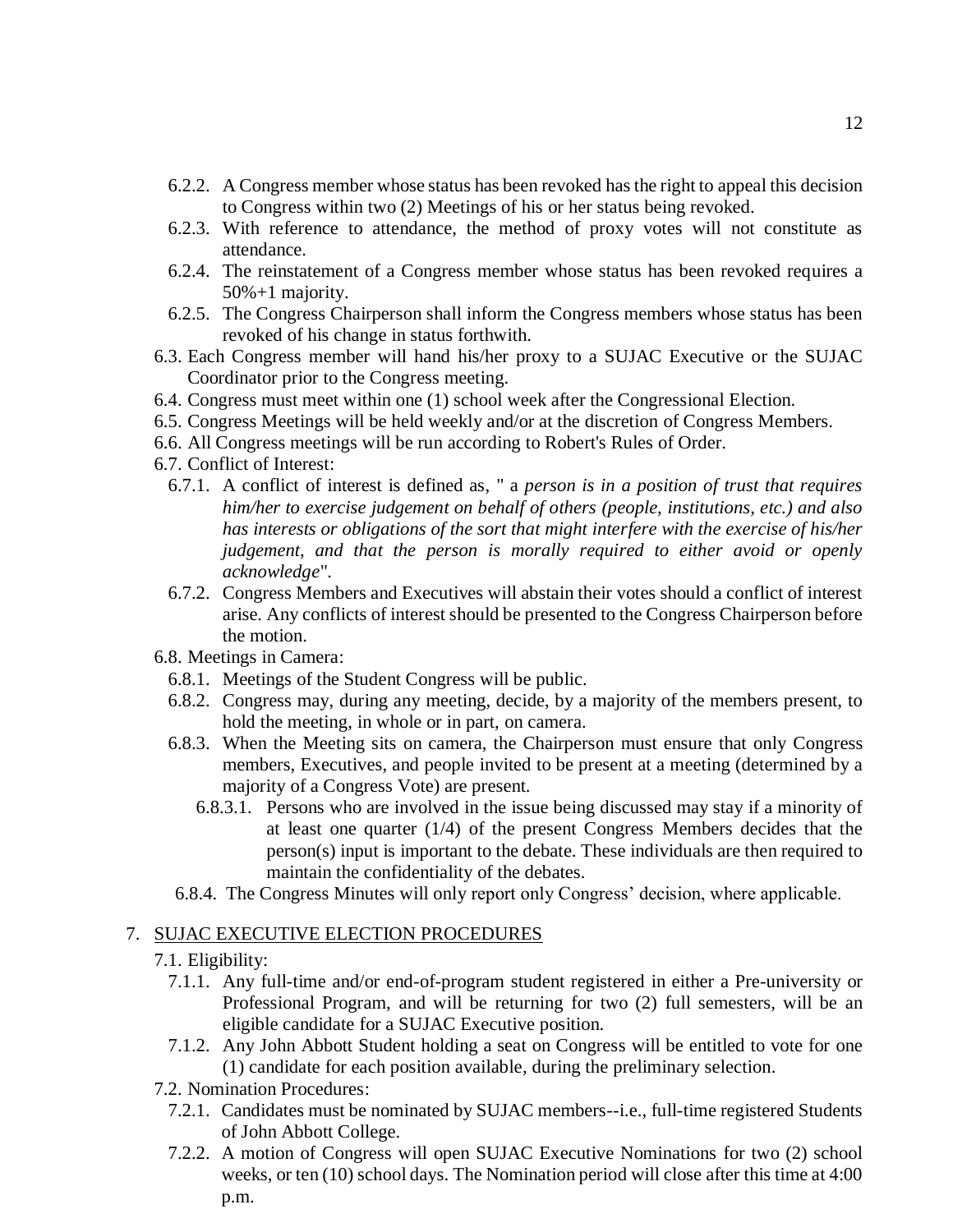- 6.2.2. A Congress member whose status has been revoked has the right to appeal this decision to Congress within two (2) Meetings of his or her status being revoked.
- 6.2.3. With reference to attendance, the method of proxy votes will not constitute as attendance.
- 6.2.4. The reinstatement of a Congress member whose status has been revoked requires a 50%+1 majority.
- 6.2.5. The Congress Chairperson shall inform the Congress members whose status has been revoked of his change in status forthwith.

6.3. Each Congress member will hand his/her proxy to a SUJAC Executive or the SUJAC Coordinator prior to the Congress meeting.

6.4. Congress must meet within one (1) school week after the Congressional Election.

6.5. Congress Meetings will be held weekly and/or at the discretion of Congress Members.

6.6. All Congress meetings will be run according to Robert's Rules of Order.

6.7. Conflict of Interest:

- 6.7.1. A conflict of interest is defined as, " a *person is in a position of trust that requires him/her to exercise judgement on behalf of others (people, institutions, etc.) and also has interests or obligations of the sort that might interfere with the exercise of his/her judgement, and that the person is morally required to either avoid or openly acknowledge*".
- 6.7.2. Congress Members and Executives will abstain their votes should a conflict of interest arise. Any conflicts of interest should be presented to the Congress Chairperson before the motion.

6.8. Meetings in Camera:

- 6.8.1. Meetings of the Student Congress will be public.
- 6.8.2. Congress may, during any meeting, decide, by a majority of the members present, to hold the meeting, in whole or in part, on camera.
- 6.8.3. When the Meeting sits on camera, the Chairperson must ensure that only Congress members, Executives, and people invited to be present at a meeting (determined by a majority of a Congress Vote) are present.
  - 6.8.3.1. Persons who are involved in the issue being discussed may stay if a minority of at least one quarter (1/4) of the present Congress Members decides that the person(s) input is important to the debate. These individuals are then required to maintain the confidentiality of the debates.
- 6.8.4. The Congress Minutes will only report only Congress' decision, where applicable.

## 7. SUJAC EXECUTIVE ELECTION PROCEDURES

7.1. Eligibility:

- 7.1.1. Any full-time and/or end-of-program student registered in either a Pre-university or Professional Program, and will be returning for two (2) full semesters, will be an eligible candidate for a SUJAC Executive position.
- 7.1.2. Any John Abbott Student holding a seat on Congress will be entitled to vote for one (1) candidate for each position available, during the preliminary selection.

7.2. Nomination Procedures:

- 7.2.1. Candidates must be nominated by SUJAC members--i.e., full-time registered Students of John Abbott College.
- 7.2.2. A motion of Congress will open SUJAC Executive Nominations for two (2) school weeks, or ten (10) school days. The Nomination period will close after this time at 4:00 p.m.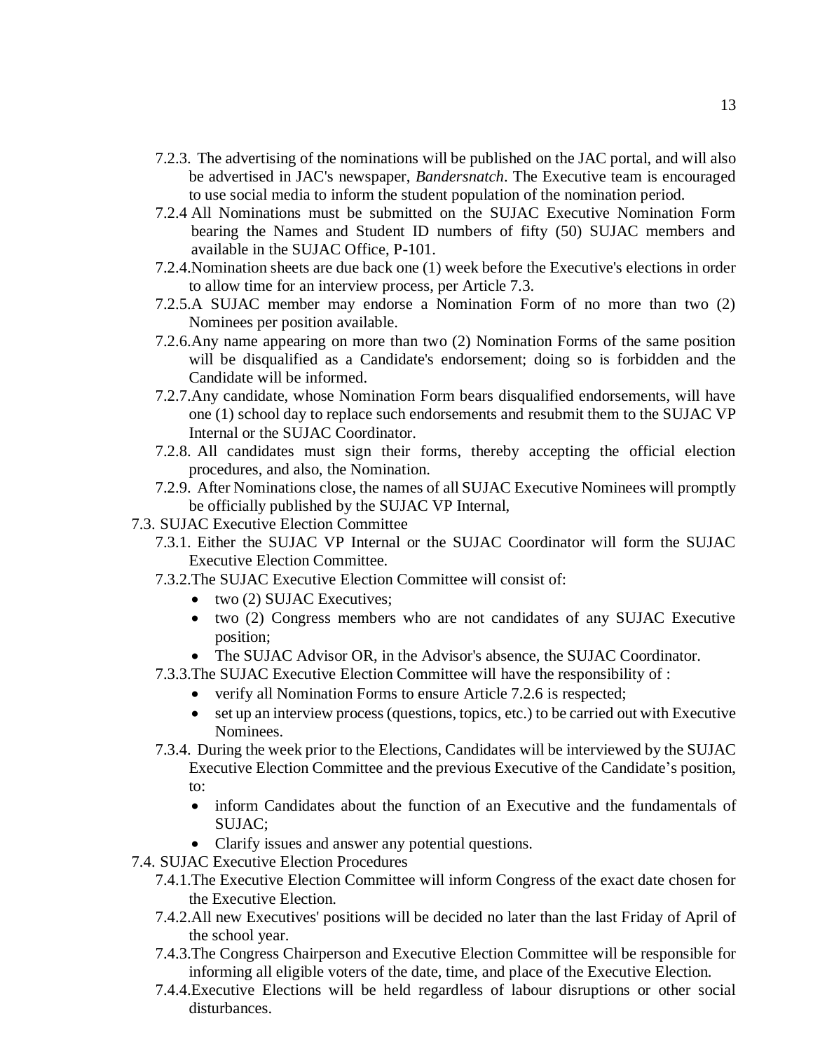7.2.3. The advertising of the nominations will be published on the JAC portal, and will also be advertised in JAC's newspaper, *Bandersnatch*. The Executive team is encouraged to use social media to inform the student population of the nomination period.

7.2.4 All Nominations must be submitted on the SUJAC Executive Nomination Form bearing the Names and Student ID numbers of fifty (50) SUJAC members and available in the SUJAC Office, P-101.

7.2.4. Nomination sheets are due back one (1) week before the Executive's elections in order to allow time for an interview process, per Article 7.3.

7.2.5. A SUJAC member may endorse a Nomination Form of no more than two (2) Nominees per position available.

7.2.6. Any name appearing on more than two (2) Nomination Forms of the same position will be disqualified as a Candidate's endorsement; doing so is forbidden and the Candidate will be informed.

7.2.7. Any candidate, whose Nomination Form bears disqualified endorsements, will have one (1) school day to replace such endorsements and resubmit them to the SUJAC VP Internal or the SUJAC Coordinator.

7.2.8. All candidates must sign their forms, thereby accepting the official election procedures, and also, the Nomination.

7.2.9. After Nominations close, the names of all SUJAC Executive Nominees will promptly be officially published by the SUJAC VP Internal,

7.3. SUJAC Executive Election Committee

7.3.1. Either the SUJAC VP Internal or the SUJAC Coordinator will form the SUJAC Executive Election Committee.

7.3.2. The SUJAC Executive Election Committee will consist of:

- two (2) SUJAC Executives;
- two (2) Congress members who are not candidates of any SUJAC Executive position;
- The SUJAC Advisor OR, in the Advisor's absence, the SUJAC Coordinator.

7.3.3. The SUJAC Executive Election Committee will have the responsibility of :

- verify all Nomination Forms to ensure Article 7.2.6 is respected;
- set up an interview process (questions, topics, etc.) to be carried out with Executive Nominees.

7.3.4. During the week prior to the Elections, Candidates will be interviewed by the SUJAC Executive Election Committee and the previous Executive of the Candidate's position, to:

- inform Candidates about the function of an Executive and the fundamentals of SUJAC;
- Clarify issues and answer any potential questions.

7.4. SUJAC Executive Election Procedures

7.4.1. The Executive Election Committee will inform Congress of the exact date chosen for the Executive Election.

7.4.2. All new Executives' positions will be decided no later than the last Friday of April of the school year.

7.4.3. The Congress Chairperson and Executive Election Committee will be responsible for informing all eligible voters of the date, time, and place of the Executive Election.

7.4.4. Executive Elections will be held regardless of labour disruptions or other social disturbances.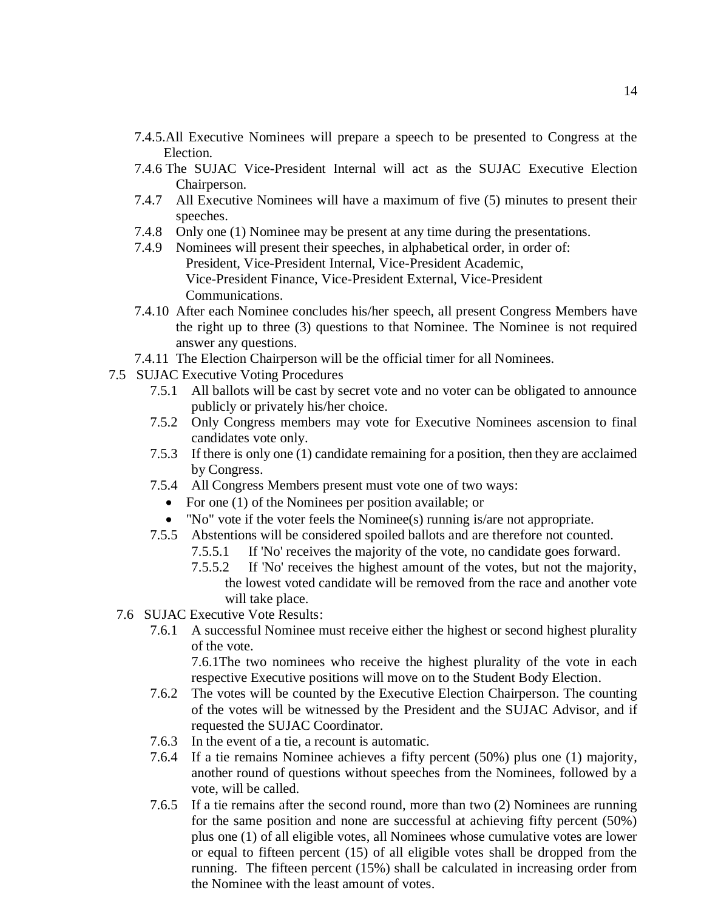- 7.4.5.All Executive Nominees will prepare a speech to be presented to Congress at the Election.
- 7.4.6 The SUJAC Vice-President Internal will act as the SUJAC Executive Election Chairperson.
- 7.4.7 All Executive Nominees will have a maximum of five (5) minutes to present their speeches.
- 7.4.8 Only one (1) Nominee may be present at any time during the presentations.
- 7.4.9 Nominees will present their speeches, in alphabetical order, in order of: President, Vice-President Internal, Vice-President Academic, Vice-President Finance, Vice-President External, Vice-President Communications.
- 7.4.10 After each Nominee concludes his/her speech, all present Congress Members have the right up to three (3) questions to that Nominee. The Nominee is not required answer any questions.
- 7.4.11 The Election Chairperson will be the official timer for all Nominees.

7.5 SUJAC Executive Voting Procedures

- 7.5.1 All ballots will be cast by secret vote and no voter can be obligated to announce publicly or privately his/her choice.
- 7.5.2 Only Congress members may vote for Executive Nominees ascension to final candidates vote only.
- 7.5.3 If there is only one (1) candidate remaining for a position, then they are acclaimed by Congress.
- 7.5.4 All Congress Members present must vote one of two ways:
  - For one (1) of the Nominees per position available; or
  - "No" vote if the voter feels the Nominee(s) running is/are not appropriate.
- 7.5.5 Abstentions will be considered spoiled ballots and are therefore not counted.
  - 7.5.5.1 If 'No' receives the majority of the vote, no candidate goes forward.
  - 7.5.5.2 If 'No' receives the highest amount of the votes, but not the majority, the lowest voted candidate will be removed from the race and another vote will take place.

7.6 SUJAC Executive Vote Results:

- 7.6.1 A successful Nominee must receive either the highest or second highest plurality of the vote.

  7.6.1The two nominees who receive the highest plurality of the vote in each respective Executive positions will move on to the Student Body Election.
- 7.6.2 The votes will be counted by the Executive Election Chairperson. The counting of the votes will be witnessed by the President and the SUJAC Advisor, and if requested the SUJAC Coordinator.
- 7.6.3 In the event of a tie, a recount is automatic.
- 7.6.4 If a tie remains Nominee achieves a fifty percent (50%) plus one (1) majority, another round of questions without speeches from the Nominees, followed by a vote, will be called.
- 7.6.5 If a tie remains after the second round, more than two (2) Nominees are running for the same position and none are successful at achieving fifty percent (50%) plus one (1) of all eligible votes, all Nominees whose cumulative votes are lower or equal to fifteen percent (15) of all eligible votes shall be dropped from the running. The fifteen percent (15%) shall be calculated in increasing order from the Nominee with the least amount of votes.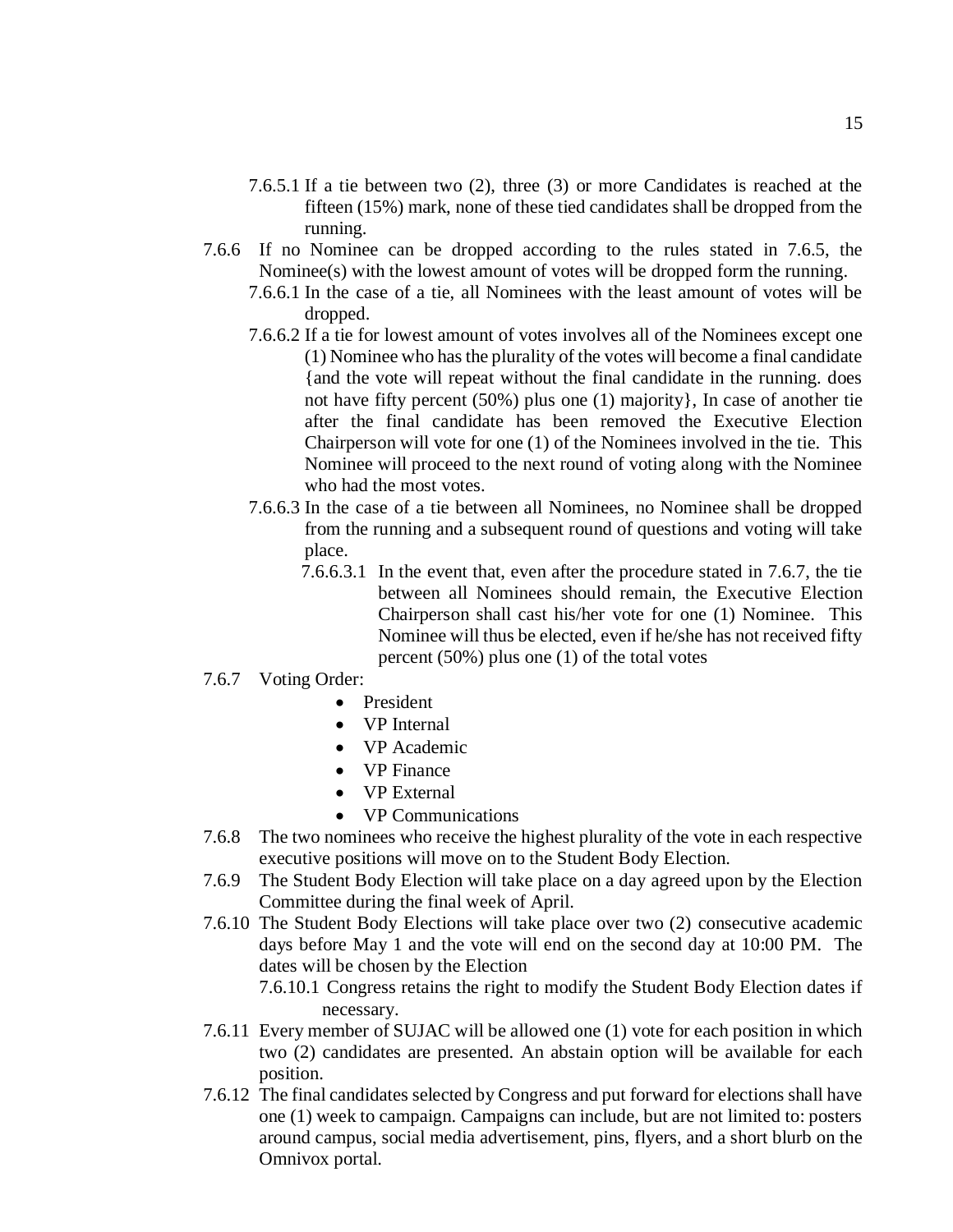- 7.6.5.1 If a tie between two (2), three (3) or more Candidates is reached at the fifteen (15%) mark, none of these tied candidates shall be dropped from the running.

7.6.6 If no Nominee can be dropped according to the rules stated in 7.6.5, the Nominee(s) with the lowest amount of votes will be dropped form the running.

- 7.6.6.1 In the case of a tie, all Nominees with the least amount of votes will be dropped.
- 7.6.6.2 If a tie for lowest amount of votes involves all of the Nominees except one (1) Nominee who has the plurality of the votes will become a final candidate {and the vote will repeat without the final candidate in the running. does not have fifty percent (50%) plus one (1) majority}, In case of another tie after the final candidate has been removed the Executive Election Chairperson will vote for one (1) of the Nominees involved in the tie. This Nominee will proceed to the next round of voting along with the Nominee who had the most votes.
- 7.6.6.3 In the case of a tie between all Nominees, no Nominee shall be dropped from the running and a subsequent round of questions and voting will take place.
  - 7.6.6.3.1 In the event that, even after the procedure stated in 7.6.7, the tie between all Nominees should remain, the Executive Election Chairperson shall cast his/her vote for one (1) Nominee. This Nominee will thus be elected, even if he/she has not received fifty percent (50%) plus one (1) of the total votes

7.6.7 Voting Order:

- President
- VP Internal
- VP Academic
- VP Finance
- VP External
- VP Communications

7.6.8 The two nominees who receive the highest plurality of the vote in each respective executive positions will move on to the Student Body Election.

7.6.9 The Student Body Election will take place on a day agreed upon by the Election Committee during the final week of April.

7.6.10 The Student Body Elections will take place over two (2) consecutive academic days before May 1 and the vote will end on the second day at 10:00 PM. The dates will be chosen by the Election

- 7.6.10.1 Congress retains the right to modify the Student Body Election dates if necessary.

7.6.11 Every member of SUJAC will be allowed one (1) vote for each position in which two (2) candidates are presented. An abstain option will be available for each position.

7.6.12 The final candidates selected by Congress and put forward for elections shall have one (1) week to campaign. Campaigns can include, but are not limited to: posters around campus, social media advertisement, pins, flyers, and a short blurb on the Omnivox portal.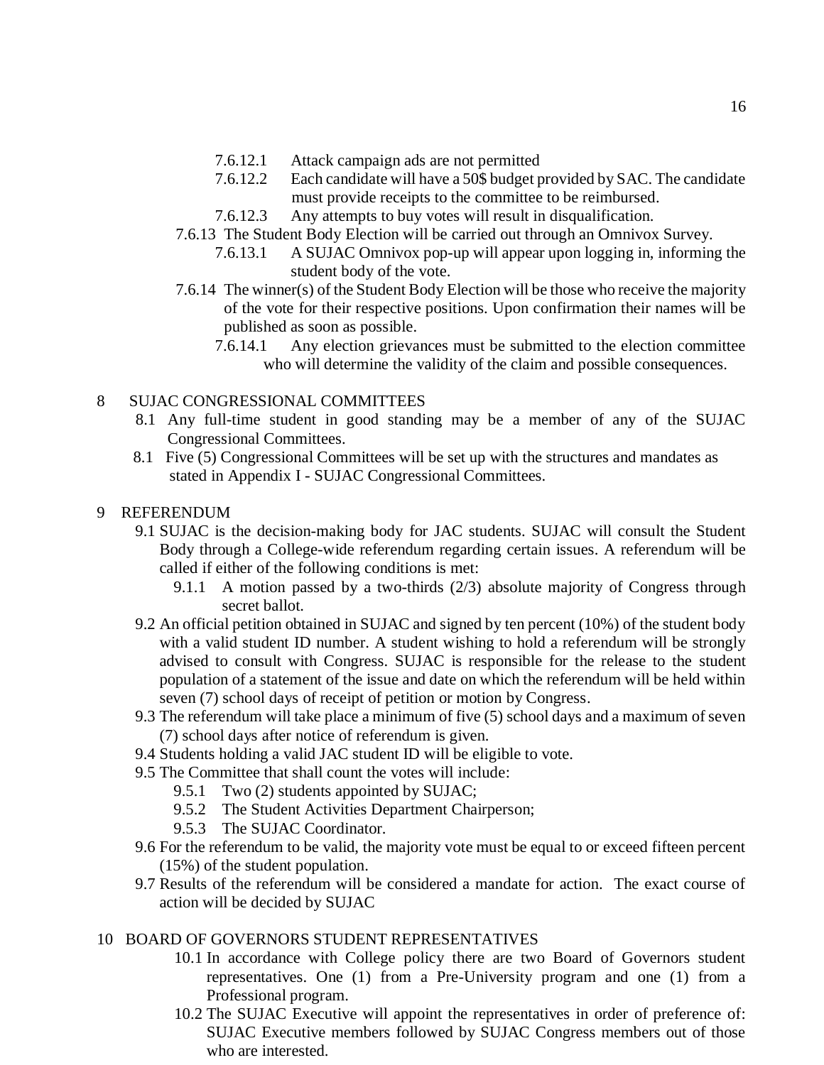- 7.6.12.1 Attack campaign ads are not permitted
- 7.6.12.2 Each candidate will have a 50$ budget provided by SAC. The candidate must provide receipts to the committee to be reimbursed.
- 7.6.12.3 Any attempts to buy votes will result in disqualification.

7.6.13 The Student Body Election will be carried out through an Omnivox Survey.

- 7.6.13.1 A SUJAC Omnivox pop-up will appear upon logging in, informing the student body of the vote.

7.6.14 The winner(s) of the Student Body Election will be those who receive the majority of the vote for their respective positions. Upon confirmation their names will be published as soon as possible.

- 7.6.14.1 Any election grievances must be submitted to the election committee who will determine the validity of the claim and possible consequences.

## 8 SUJAC CONGRESSIONAL COMMITTEES

8.1 Any full-time student in good standing may be a member of any of the SUJAC Congressional Committees.

8.1 Five (5) Congressional Committees will be set up with the structures and mandates as stated in Appendix I - SUJAC Congressional Committees.

## 9 REFERENDUM

9.1 SUJAC is the decision-making body for JAC students. SUJAC will consult the Student Body through a College-wide referendum regarding certain issues. A referendum will be called if either of the following conditions is met:

- 9.1.1 A motion passed by a two-thirds (2/3) absolute majority of Congress through secret ballot.

9.2 An official petition obtained in SUJAC and signed by ten percent (10%) of the student body with a valid student ID number. A student wishing to hold a referendum will be strongly advised to consult with Congress. SUJAC is responsible for the release to the student population of a statement of the issue and date on which the referendum will be held within seven (7) school days of receipt of petition or motion by Congress.

9.3 The referendum will take place a minimum of five (5) school days and a maximum of seven (7) school days after notice of referendum is given.

9.4 Students holding a valid JAC student ID will be eligible to vote.

9.5 The Committee that shall count the votes will include:

- 9.5.1 Two (2) students appointed by SUJAC;
- 9.5.2 The Student Activities Department Chairperson;
- 9.5.3 The SUJAC Coordinator.

9.6 For the referendum to be valid, the majority vote must be equal to or exceed fifteen percent (15%) of the student population.

9.7 Results of the referendum will be considered a mandate for action. The exact course of action will be decided by SUJAC

## 10 BOARD OF GOVERNORS STUDENT REPRESENTATIVES

10.1 In accordance with College policy there are two Board of Governors student representatives. One (1) from a Pre-University program and one (1) from a Professional program.

10.2 The SUJAC Executive will appoint the representatives in order of preference of: SUJAC Executive members followed by SUJAC Congress members out of those who are interested.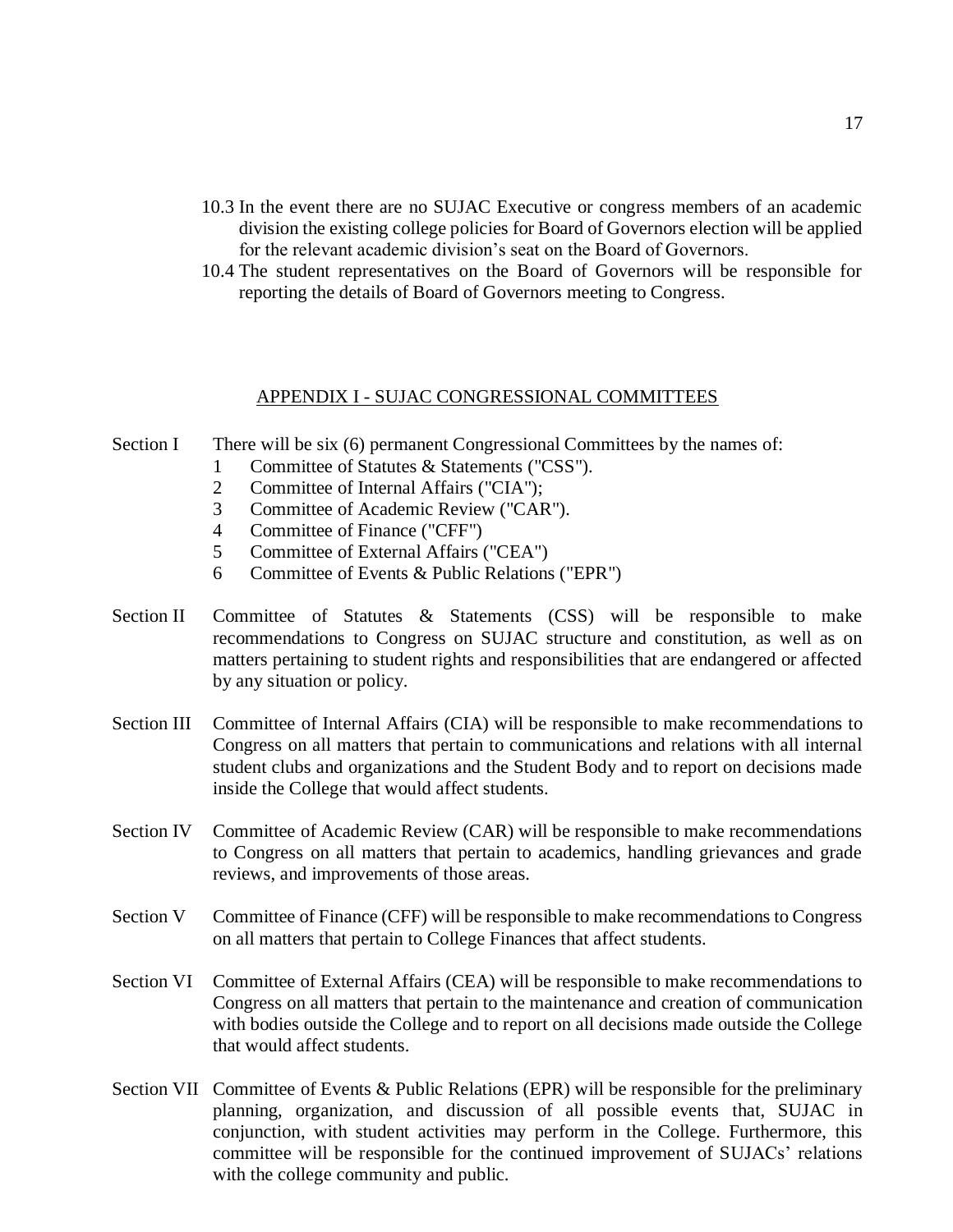10.3 In the event there are no SUJAC Executive or congress members of an academic division the existing college policies for Board of Governors election will be applied for the relevant academic division's seat on the Board of Governors.

10.4 The student representatives on the Board of Governors will be responsible for reporting the details of Board of Governors meeting to Congress.

## APPENDIX I - SUJAC CONGRESSIONAL COMMITTEES

Section I There will be six (6) permanent Congressional Committees by the names of:

1. Committee of Statutes & Statements ("CSS").
2. Committee of Internal Affairs ("CIA");
3. Committee of Academic Review ("CAR").
4. Committee of Finance ("CFF")
5. Committee of External Affairs ("CEA")
6. Committee of Events & Public Relations ("EPR")

Section II Committee of Statutes & Statements (CSS) will be responsible to make recommendations to Congress on SUJAC structure and constitution, as well as on matters pertaining to student rights and responsibilities that are endangered or affected by any situation or policy.

Section III Committee of Internal Affairs (CIA) will be responsible to make recommendations to Congress on all matters that pertain to communications and relations with all internal student clubs and organizations and the Student Body and to report on decisions made inside the College that would affect students.

Section IV Committee of Academic Review (CAR) will be responsible to make recommendations to Congress on all matters that pertain to academics, handling grievances and grade reviews, and improvements of those areas.

Section V Committee of Finance (CFF) will be responsible to make recommendations to Congress on all matters that pertain to College Finances that affect students.

Section VI Committee of External Affairs (CEA) will be responsible to make recommendations to Congress on all matters that pertain to the maintenance and creation of communication with bodies outside the College and to report on all decisions made outside the College that would affect students.

Section VII Committee of Events & Public Relations (EPR) will be responsible for the preliminary planning, organization, and discussion of all possible events that, SUJAC in conjunction, with student activities may perform in the College. Furthermore, this committee will be responsible for the continued improvement of SUJACs' relations with the college community and public.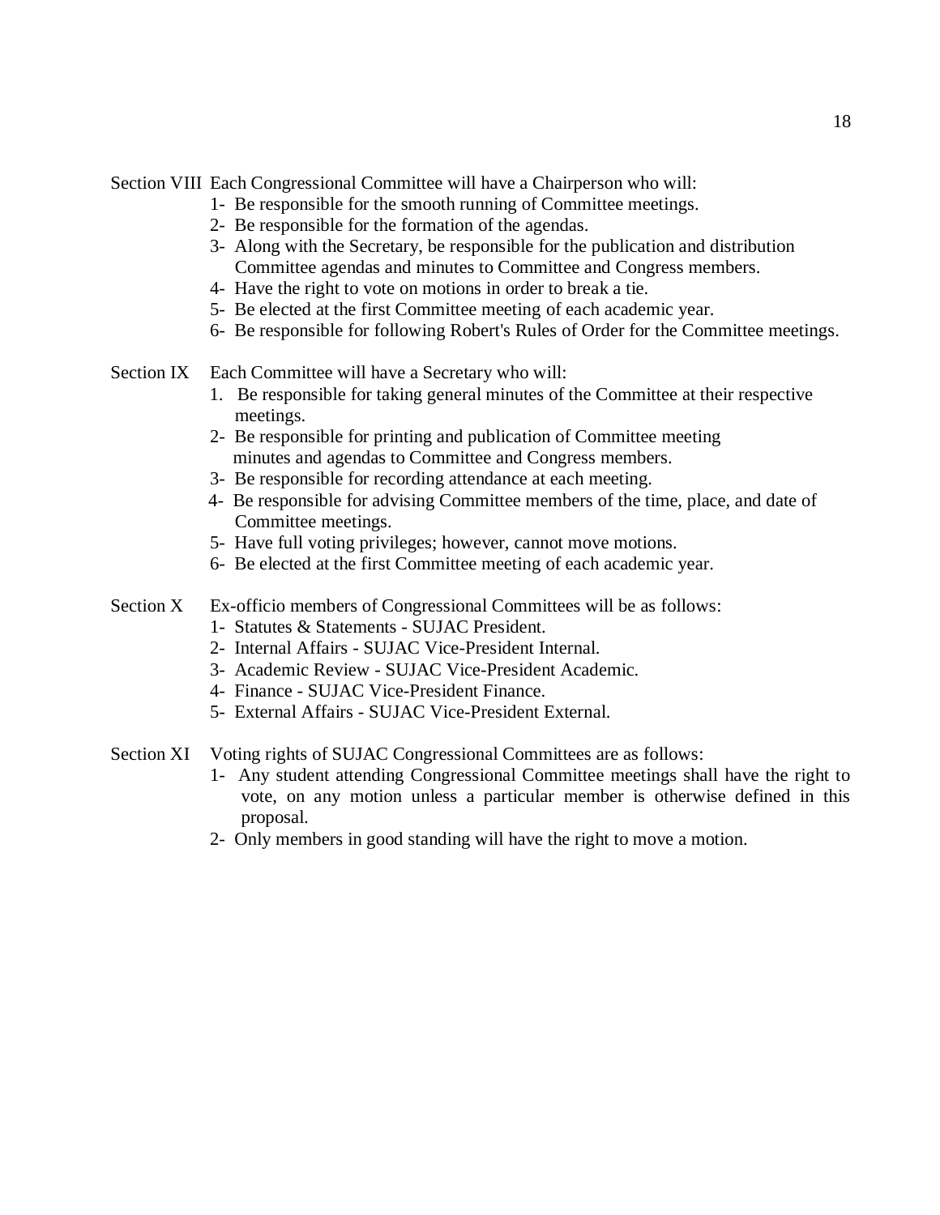Section VIII Each Congressional Committee will have a Chairperson who will:

1- Be responsible for the smooth running of Committee meetings.
2- Be responsible for the formation of the agendas.
3- Along with the Secretary, be responsible for the publication and distribution Committee agendas and minutes to Committee and Congress members.
4- Have the right to vote on motions in order to break a tie.
5- Be elected at the first Committee meeting of each academic year.
6- Be responsible for following Robert's Rules of Order for the Committee meetings.

Section IX Each Committee will have a Secretary who will:

1. Be responsible for taking general minutes of the Committee at their respective meetings.
2- Be responsible for printing and publication of Committee meeting minutes and agendas to Committee and Congress members.
3- Be responsible for recording attendance at each meeting.
4- Be responsible for advising Committee members of the time, place, and date of Committee meetings.
5- Have full voting privileges; however, cannot move motions.
6- Be elected at the first Committee meeting of each academic year.

Section X Ex-officio members of Congressional Committees will be as follows:

1- Statutes & Statements - SUJAC President.
2- Internal Affairs - SUJAC Vice-President Internal.
3- Academic Review - SUJAC Vice-President Academic.
4- Finance - SUJAC Vice-President Finance.
5- External Affairs - SUJAC Vice-President External.

Section XI Voting rights of SUJAC Congressional Committees are as follows:

1- Any student attending Congressional Committee meetings shall have the right to vote, on any motion unless a particular member is otherwise defined in this proposal.
2- Only members in good standing will have the right to move a motion.